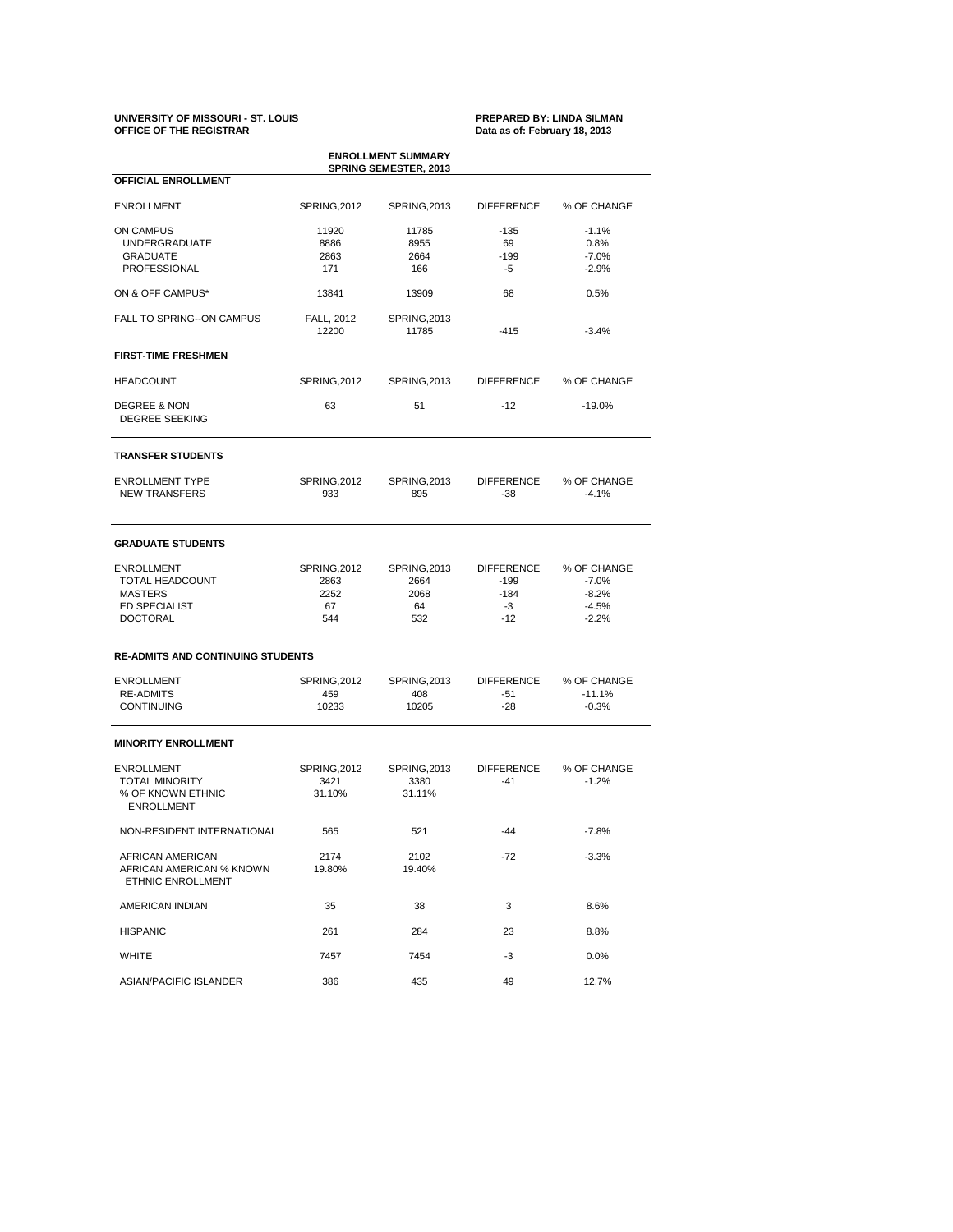**UNIVERSITY OF MISSOURI - ST. LOUIS**
**OFFICE OF THE REGISTRAR**

**PREPARED BY: LINDA SILMAN**
**Data as of: February 18, 2013**

# ENROLLMENT SUMMARY
## SPRING SEMESTER, 2013

### OFFICIAL ENROLLMENT

| ENROLLMENT | SPRING,2012 | SPRING,2013 | DIFFERENCE | % OF CHANGE |
|---|---|---|---|---|
| ON CAMPUS | 11920 | 11785 | -135 | -1.1% |
| UNDERGRADUATE | 8886 | 8955 | 69 | 0.8% |
| GRADUATE | 2863 | 2664 | -199 | -7.0% |
| PROFESSIONAL | 171 | 166 | -5 | -2.9% |
| ON & OFF CAMPUS* | 13841 | 13909 | 68 | 0.5% |
| FALL TO SPRING--ON CAMPUS | FALL, 2012 | SPRING,2013 | | |
| | 12200 | 11785 | -415 | -3.4% |

### FIRST-TIME FRESHMEN

| HEADCOUNT | SPRING,2012 | SPRING,2013 | DIFFERENCE | % OF CHANGE |
|---|---|---|---|---|
| DEGREE & NON DEGREE SEEKING | 63 | 51 | -12 | -19.0% |

### TRANSFER STUDENTS

| ENROLLMENT TYPE | SPRING,2012 | SPRING,2013 | DIFFERENCE | % OF CHANGE |
|---|---|---|---|---|
| NEW TRANSFERS | 933 | 895 | -38 | -4.1% |

### GRADUATE STUDENTS

| ENROLLMENT | SPRING,2012 | SPRING,2013 | DIFFERENCE | % OF CHANGE |
|---|---|---|---|---|
| TOTAL HEADCOUNT | 2863 | 2664 | -199 | -7.0% |
| MASTERS | 2252 | 2068 | -184 | -8.2% |
| ED SPECIALIST | 67 | 64 | -3 | -4.5% |
| DOCTORAL | 544 | 532 | -12 | -2.2% |

### RE-ADMITS AND CONTINUING STUDENTS

| ENROLLMENT | SPRING,2012 | SPRING,2013 | DIFFERENCE | % OF CHANGE |
|---|---|---|---|---|
| RE-ADMITS | 459 | 408 | -51 | -11.1% |
| CONTINUING | 10233 | 10205 | -28 | -0.3% |

### MINORITY ENROLLMENT

| ENROLLMENT | SPRING,2012 | SPRING,2013 | DIFFERENCE | % OF CHANGE |
|---|---|---|---|---|
| TOTAL MINORITY | 3421 | 3380 | -41 | -1.2% |
| % OF KNOWN ETHNIC ENROLLMENT | 31.10% | 31.11% | | |
| NON-RESIDENT INTERNATIONAL | 565 | 521 | -44 | -7.8% |
| AFRICAN AMERICAN | 2174 | 2102 | -72 | -3.3% |
| AFRICAN AMERICAN % KNOWN ETHNIC ENROLLMENT | 19.80% | 19.40% | | |
| AMERICAN INDIAN | 35 | 38 | 3 | 8.6% |
| HISPANIC | 261 | 284 | 23 | 8.8% |
| WHITE | 7457 | 7454 | -3 | 0.0% |
| ASIAN/PACIFIC ISLANDER | 386 | 435 | 49 | 12.7% |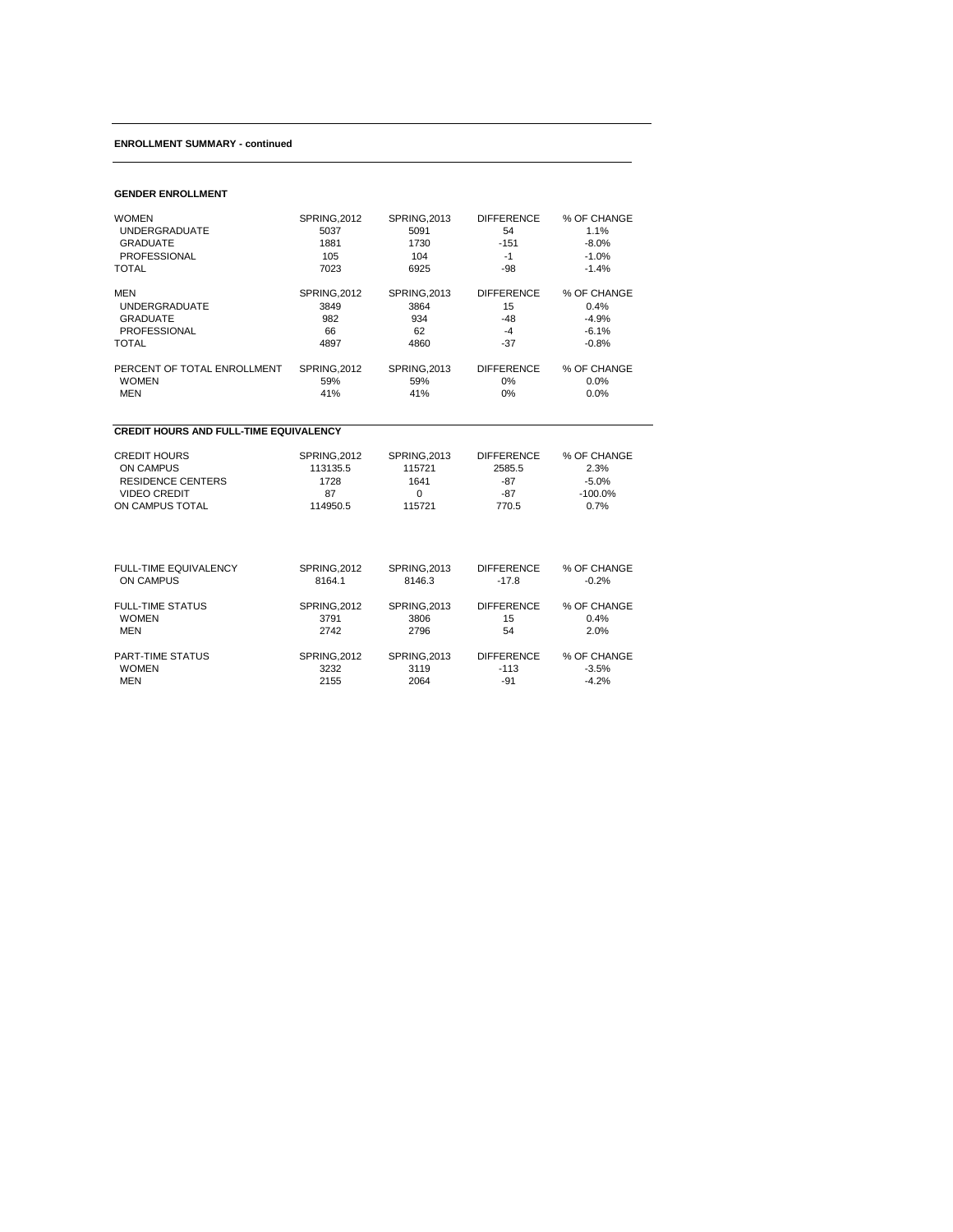**ENROLLMENT SUMMARY - continued**

**GENDER ENROLLMENT**

| WOMEN | SPRING,2012 | SPRING,2013 | DIFFERENCE | % OF CHANGE |
|---|---|---|---|---|
| UNDERGRADUATE | 5037 | 5091 | 54 | 1.1% |
| GRADUATE | 1881 | 1730 | -151 | -8.0% |
| PROFESSIONAL | 105 | 104 | -1 | -1.0% |
| TOTAL | 7023 | 6925 | -98 | -1.4% |

| MEN | SPRING,2012 | SPRING,2013 | DIFFERENCE | % OF CHANGE |
|---|---|---|---|---|
| UNDERGRADUATE | 3849 | 3864 | 15 | 0.4% |
| GRADUATE | 982 | 934 | -48 | -4.9% |
| PROFESSIONAL | 66 | 62 | -4 | -6.1% |
| TOTAL | 4897 | 4860 | -37 | -0.8% |

| PERCENT OF TOTAL ENROLLMENT | SPRING,2012 | SPRING,2013 | DIFFERENCE | % OF CHANGE |
|---|---|---|---|---|
| WOMEN | 59% | 59% | 0% | 0.0% |
| MEN | 41% | 41% | 0% | 0.0% |

**CREDIT HOURS AND FULL-TIME EQUIVALENCY**

| CREDIT HOURS | SPRING,2012 | SPRING,2013 | DIFFERENCE | % OF CHANGE |
|---|---|---|---|---|
| ON CAMPUS | 113135.5 | 115721 | 2585.5 | 2.3% |
| RESIDENCE CENTERS | 1728 | 1641 | -87 | -5.0% |
| VIDEO CREDIT | 87 | 0 | -87 | -100.0% |
| ON CAMPUS TOTAL | 114950.5 | 115721 | 770.5 | 0.7% |

| FULL-TIME EQUIVALENCY | SPRING,2012 | SPRING,2013 | DIFFERENCE | % OF CHANGE |
|---|---|---|---|---|
| ON CAMPUS | 8164.1 | 8146.3 | -17.8 | -0.2% |

| FULL-TIME STATUS | SPRING,2012 | SPRING,2013 | DIFFERENCE | % OF CHANGE |
|---|---|---|---|---|
| WOMEN | 3791 | 3806 | 15 | 0.4% |
| MEN | 2742 | 2796 | 54 | 2.0% |

| PART-TIME STATUS | SPRING,2012 | SPRING,2013 | DIFFERENCE | % OF CHANGE |
|---|---|---|---|---|
| WOMEN | 3232 | 3119 | -113 | -3.5% |
| MEN | 2155 | 2064 | -91 | -4.2% |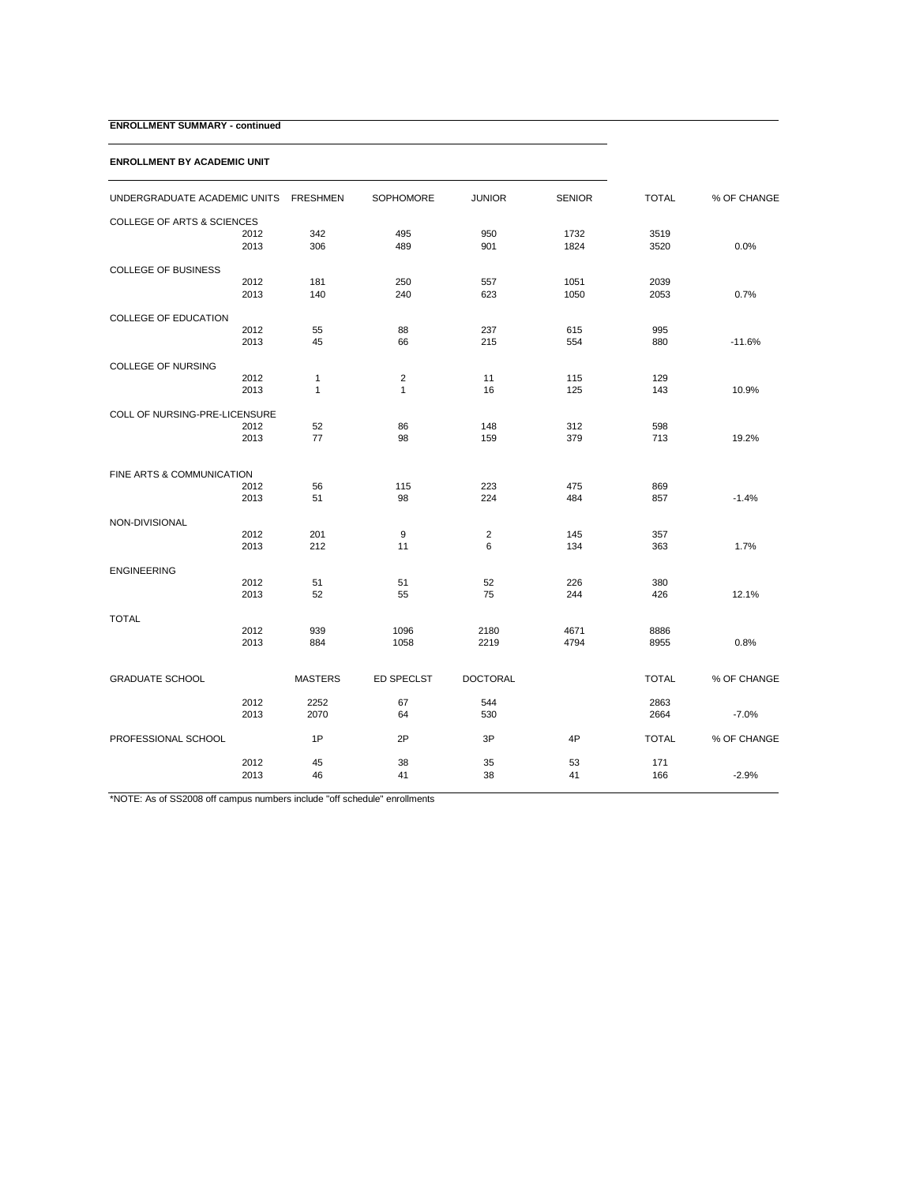**ENROLLMENT SUMMARY - continued**

**ENROLLMENT BY ACADEMIC UNIT**

| UNDERGRADUATE ACADEMIC UNITS | | FRESHMEN | SOPHOMORE | JUNIOR | SENIOR | TOTAL | % OF CHANGE |
|---|---|---|---|---|---|---|---|
| COLLEGE OF ARTS & SCIENCES | | | | | | | |
| | 2012 | 342 | 495 | 950 | 1732 | 3519 | |
| | 2013 | 306 | 489 | 901 | 1824 | 3520 | 0.0% |
| COLLEGE OF BUSINESS | | | | | | | |
| | 2012 | 181 | 250 | 557 | 1051 | 2039 | |
| | 2013 | 140 | 240 | 623 | 1050 | 2053 | 0.7% |
| COLLEGE OF EDUCATION | | | | | | | |
| | 2012 | 55 | 88 | 237 | 615 | 995 | |
| | 2013 | 45 | 66 | 215 | 554 | 880 | -11.6% |
| COLLEGE OF NURSING | | | | | | | |
| | 2012 | 1 | 2 | 11 | 115 | 129 | |
| | 2013 | 1 | 1 | 16 | 125 | 143 | 10.9% |
| COLL OF NURSING-PRE-LICENSURE | | | | | | | |
| | 2012 | 52 | 86 | 148 | 312 | 598 | |
| | 2013 | 77 | 98 | 159 | 379 | 713 | 19.2% |
| FINE ARTS & COMMUNICATION | | | | | | | |
| | 2012 | 56 | 115 | 223 | 475 | 869 | |
| | 2013 | 51 | 98 | 224 | 484 | 857 | -1.4% |
| NON-DIVISIONAL | | | | | | | |
| | 2012 | 201 | 9 | 2 | 145 | 357 | |
| | 2013 | 212 | 11 | 6 | 134 | 363 | 1.7% |
| ENGINEERING | | | | | | | |
| | 2012 | 51 | 51 | 52 | 226 | 380 | |
| | 2013 | 52 | 55 | 75 | 244 | 426 | 12.1% |
| TOTAL | | | | | | | |
| | 2012 | 939 | 1096 | 2180 | 4671 | 8886 | |
| | 2013 | 884 | 1058 | 2219 | 4794 | 8955 | 0.8% |

| GRADUATE SCHOOL | | MASTERS | ED SPECLST | DOCTORAL | | TOTAL | % OF CHANGE |
|---|---|---|---|---|---|---|---|
| | 2012 | 2252 | 67 | 544 | | 2863 | |
| | 2013 | 2070 | 64 | 530 | | 2664 | -7.0% |

| PROFESSIONAL SCHOOL | | 1P | 2P | 3P | 4P | TOTAL | % OF CHANGE |
|---|---|---|---|---|---|---|---|
| | 2012 | 45 | 38 | 35 | 53 | 171 | |
| | 2013 | 46 | 41 | 38 | 41 | 166 | -2.9% |

*NOTE: As of SS2008 off campus numbers include "off schedule" enrollments